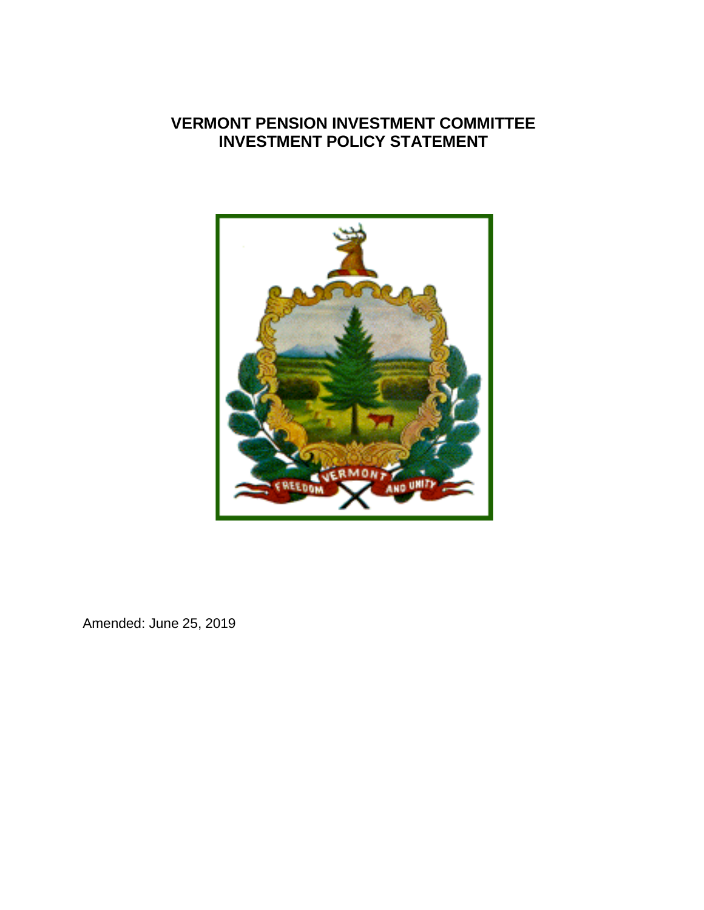# VERMONT PENSION INVESTMENT COMMITTEE
# INVESTMENT POLICY STATEMENT

Amended: June 25, 2019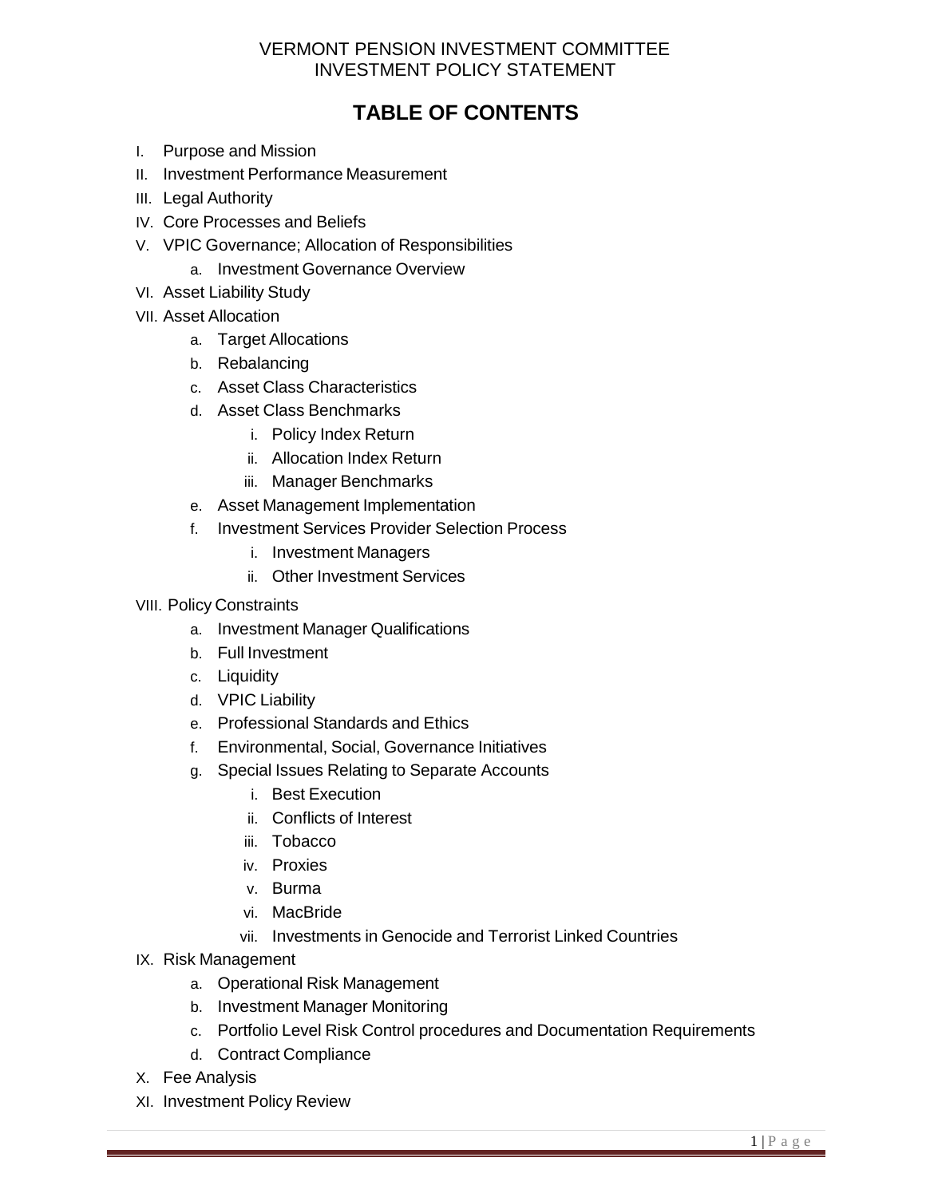VERMONT PENSION INVESTMENT COMMITTEE
INVESTMENT POLICY STATEMENT

# TABLE OF CONTENTS

- I. Purpose and Mission
- II. Investment Performance Measurement
- III. Legal Authority
- IV. Core Processes and Beliefs
- V. VPIC Governance; Allocation of Responsibilities
  - a. Investment Governance Overview
- VI. Asset Liability Study
- VII. Asset Allocation
  - a. Target Allocations
  - b. Rebalancing
  - c. Asset Class Characteristics
  - d. Asset Class Benchmarks
    - i. Policy Index Return
    - ii. Allocation Index Return
    - iii. Manager Benchmarks
  - e. Asset Management Implementation
  - f. Investment Services Provider Selection Process
    - i. Investment Managers
    - ii. Other Investment Services
- VIII. Policy Constraints
  - a. Investment Manager Qualifications
  - b. Full Investment
  - c. Liquidity
  - d. VPIC Liability
  - e. Professional Standards and Ethics
  - f. Environmental, Social, Governance Initiatives
  - g. Special Issues Relating to Separate Accounts
    - i. Best Execution
    - ii. Conflicts of Interest
    - iii. Tobacco
    - iv. Proxies
    - v. Burma
    - vi. MacBride
    - vii. Investments in Genocide and Terrorist Linked Countries
- IX. Risk Management
  - a. Operational Risk Management
  - b. Investment Manager Monitoring
  - c. Portfolio Level Risk Control procedures and Documentation Requirements
  - d. Contract Compliance
- X. Fee Analysis
- XI. Investment Policy Review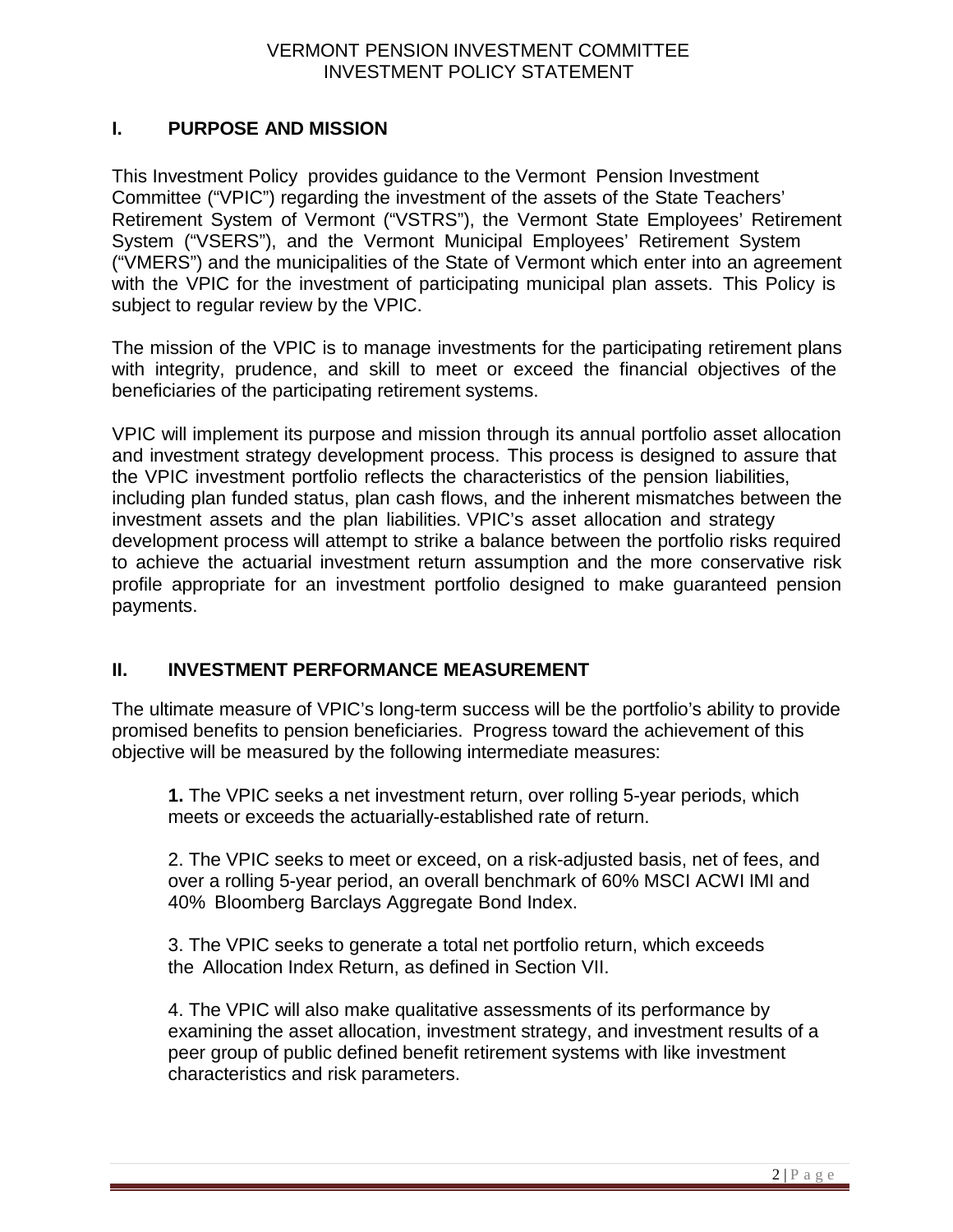# VERMONT PENSION INVESTMENT COMMITTEE
# INVESTMENT POLICY STATEMENT

## I. PURPOSE AND MISSION

This Investment Policy provides guidance to the Vermont Pension Investment Committee ("VPIC") regarding the investment of the assets of the State Teachers' Retirement System of Vermont ("VSTRS"), the Vermont State Employees' Retirement System ("VSERS"), and the Vermont Municipal Employees' Retirement System ("VMERS") and the municipalities of the State of Vermont which enter into an agreement with the VPIC for the investment of participating municipal plan assets. This Policy is subject to regular review by the VPIC.

The mission of the VPIC is to manage investments for the participating retirement plans with integrity, prudence, and skill to meet or exceed the financial objectives of the beneficiaries of the participating retirement systems.

VPIC will implement its purpose and mission through its annual portfolio asset allocation and investment strategy development process. This process is designed to assure that the VPIC investment portfolio reflects the characteristics of the pension liabilities, including plan funded status, plan cash flows, and the inherent mismatches between the investment assets and the plan liabilities. VPIC's asset allocation and strategy development process will attempt to strike a balance between the portfolio risks required to achieve the actuarial investment return assumption and the more conservative risk profile appropriate for an investment portfolio designed to make guaranteed pension payments.

## II. INVESTMENT PERFORMANCE MEASUREMENT

The ultimate measure of VPIC's long-term success will be the portfolio's ability to provide promised benefits to pension beneficiaries. Progress toward the achievement of this objective will be measured by the following intermediate measures:

**1.** The VPIC seeks a net investment return, over rolling 5-year periods, which meets or exceeds the actuarially-established rate of return.

2. The VPIC seeks to meet or exceed, on a risk-adjusted basis, net of fees, and over a rolling 5-year period, an overall benchmark of 60% MSCI ACWI IMI and 40% Bloomberg Barclays Aggregate Bond Index.

3. The VPIC seeks to generate a total net portfolio return, which exceeds the Allocation Index Return, as defined in Section VII.

4. The VPIC will also make qualitative assessments of its performance by examining the asset allocation, investment strategy, and investment results of a peer group of public defined benefit retirement systems with like investment characteristics and risk parameters.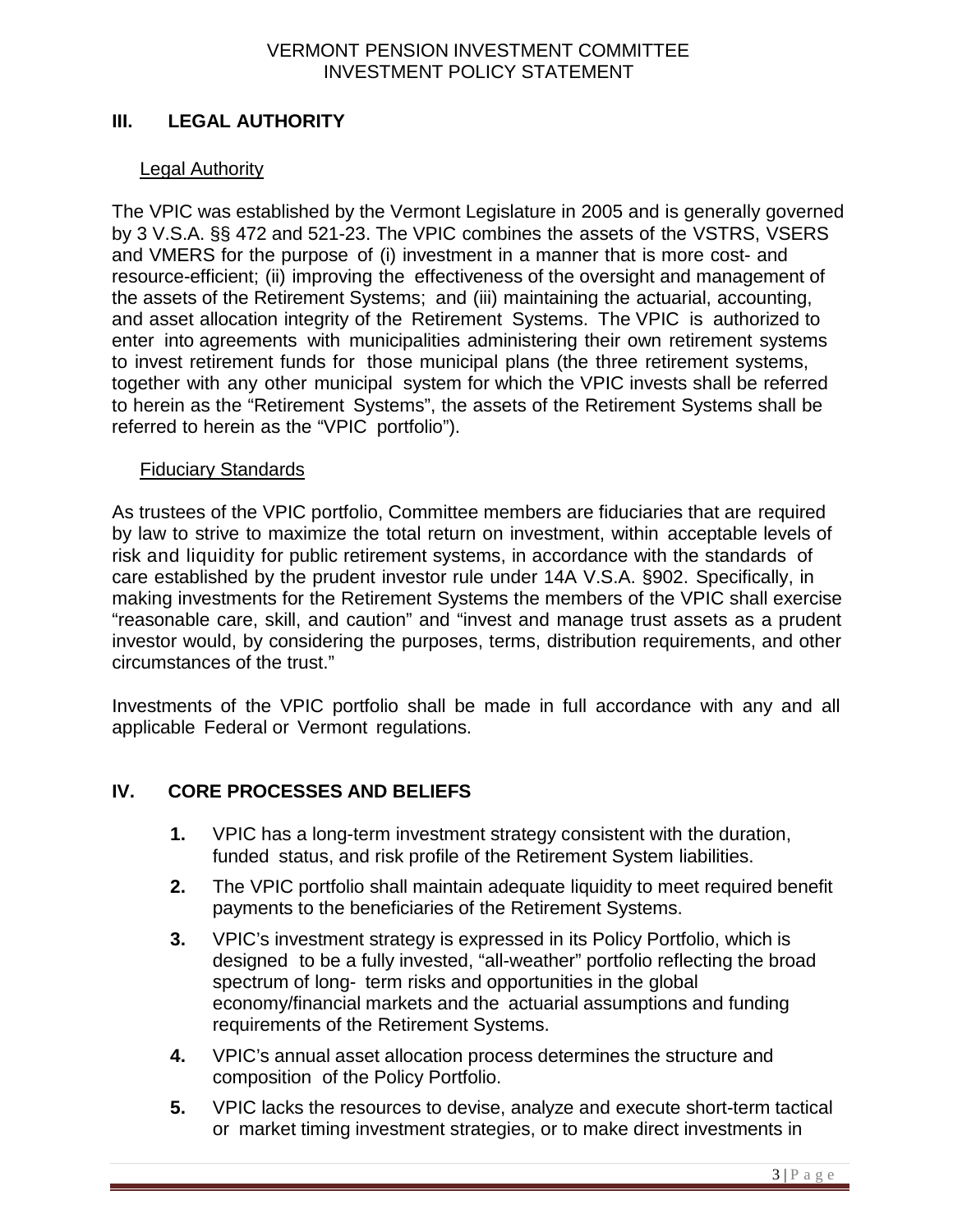## III. LEGAL AUTHORITY

### Legal Authority

The VPIC was established by the Vermont Legislature in 2005 and is generally governed by 3 V.S.A. §§ 472 and 521-23. The VPIC combines the assets of the VSTRS, VSERS and VMERS for the purpose of (i) investment in a manner that is more cost- and resource-efficient; (ii) improving the effectiveness of the oversight and management of the assets of the Retirement Systems; and (iii) maintaining the actuarial, accounting, and asset allocation integrity of the Retirement Systems. The VPIC is authorized to enter into agreements with municipalities administering their own retirement systems to invest retirement funds for those municipal plans (the three retirement systems, together with any other municipal system for which the VPIC invests shall be referred to herein as the "Retirement Systems", the assets of the Retirement Systems shall be referred to herein as the "VPIC portfolio").

### Fiduciary Standards

As trustees of the VPIC portfolio, Committee members are fiduciaries that are required by law to strive to maximize the total return on investment, within acceptable levels of risk and liquidity for public retirement systems, in accordance with the standards of care established by the prudent investor rule under 14A V.S.A. §902. Specifically, in making investments for the Retirement Systems the members of the VPIC shall exercise "reasonable care, skill, and caution" and "invest and manage trust assets as a prudent investor would, by considering the purposes, terms, distribution requirements, and other circumstances of the trust."

Investments of the VPIC portfolio shall be made in full accordance with any and all applicable Federal or Vermont regulations.

## IV. CORE PROCESSES AND BELIEFS

1. VPIC has a long-term investment strategy consistent with the duration, funded status, and risk profile of the Retirement System liabilities.
2. The VPIC portfolio shall maintain adequate liquidity to meet required benefit payments to the beneficiaries of the Retirement Systems.
3. VPIC's investment strategy is expressed in its Policy Portfolio, which is designed to be a fully invested, "all-weather" portfolio reflecting the broad spectrum of long- term risks and opportunities in the global economy/financial markets and the actuarial assumptions and funding requirements of the Retirement Systems.
4. VPIC's annual asset allocation process determines the structure and composition of the Policy Portfolio.
5. VPIC lacks the resources to devise, analyze and execute short-term tactical or market timing investment strategies, or to make direct investments in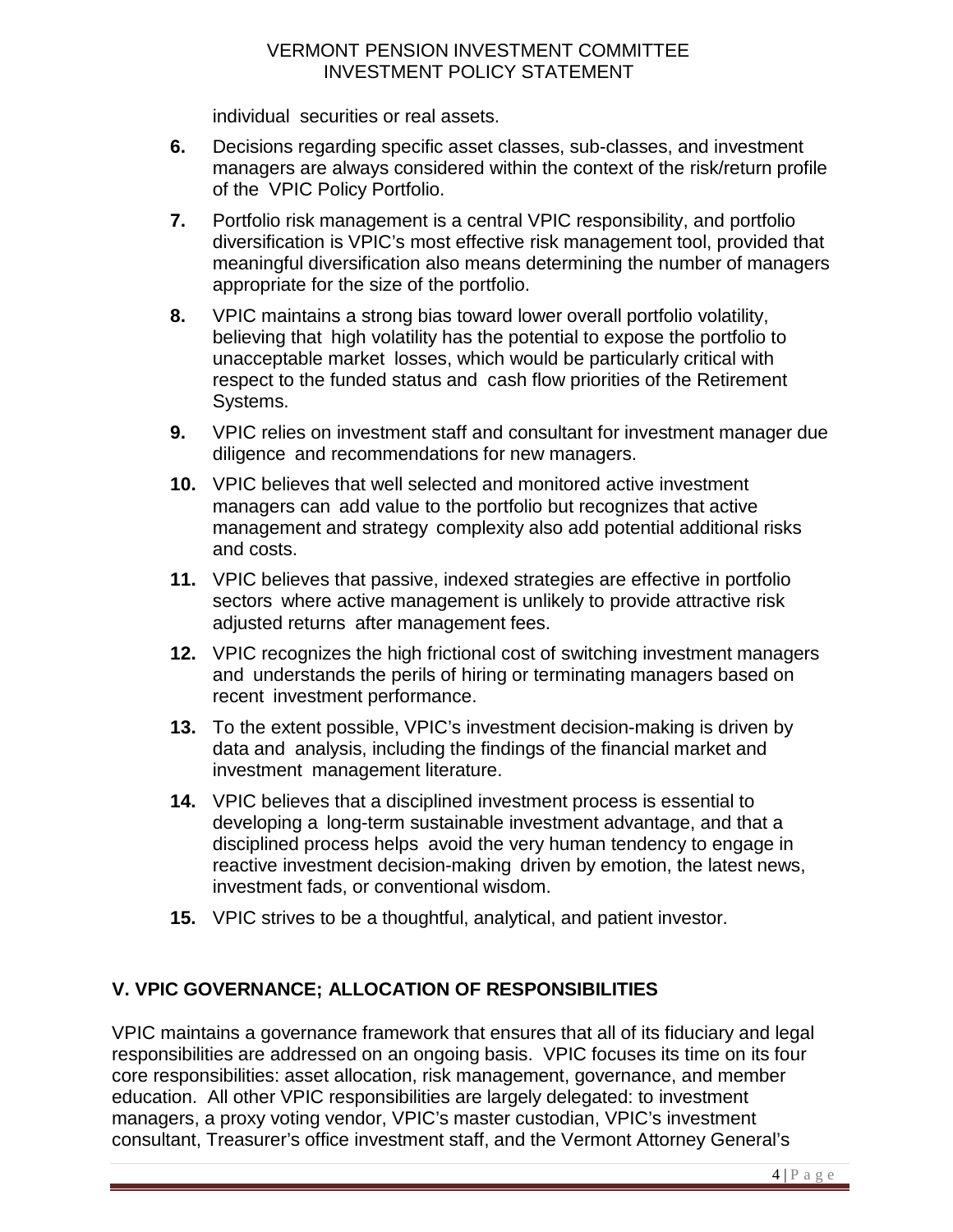individual securities or real assets.

6. Decisions regarding specific asset classes, sub-classes, and investment managers are always considered within the context of the risk/return profile of the VPIC Policy Portfolio.
7. Portfolio risk management is a central VPIC responsibility, and portfolio diversification is VPIC's most effective risk management tool, provided that meaningful diversification also means determining the number of managers appropriate for the size of the portfolio.
8. VPIC maintains a strong bias toward lower overall portfolio volatility, believing that high volatility has the potential to expose the portfolio to unacceptable market losses, which would be particularly critical with respect to the funded status and cash flow priorities of the Retirement Systems.
9. VPIC relies on investment staff and consultant for investment manager due diligence and recommendations for new managers.
10. VPIC believes that well selected and monitored active investment managers can add value to the portfolio but recognizes that active management and strategy complexity also add potential additional risks and costs.
11. VPIC believes that passive, indexed strategies are effective in portfolio sectors where active management is unlikely to provide attractive risk adjusted returns after management fees.
12. VPIC recognizes the high frictional cost of switching investment managers and understands the perils of hiring or terminating managers based on recent investment performance.
13. To the extent possible, VPIC's investment decision-making is driven by data and analysis, including the findings of the financial market and investment management literature.
14. VPIC believes that a disciplined investment process is essential to developing a long-term sustainable investment advantage, and that a disciplined process helps avoid the very human tendency to engage in reactive investment decision-making driven by emotion, the latest news, investment fads, or conventional wisdom.
15. VPIC strives to be a thoughtful, analytical, and patient investor.

## V. VPIC GOVERNANCE; ALLOCATION OF RESPONSIBILITIES

VPIC maintains a governance framework that ensures that all of its fiduciary and legal responsibilities are addressed on an ongoing basis. VPIC focuses its time on its four core responsibilities: asset allocation, risk management, governance, and member education. All other VPIC responsibilities are largely delegated: to investment managers, a proxy voting vendor, VPIC's master custodian, VPIC's investment consultant, Treasurer's office investment staff, and the Vermont Attorney General's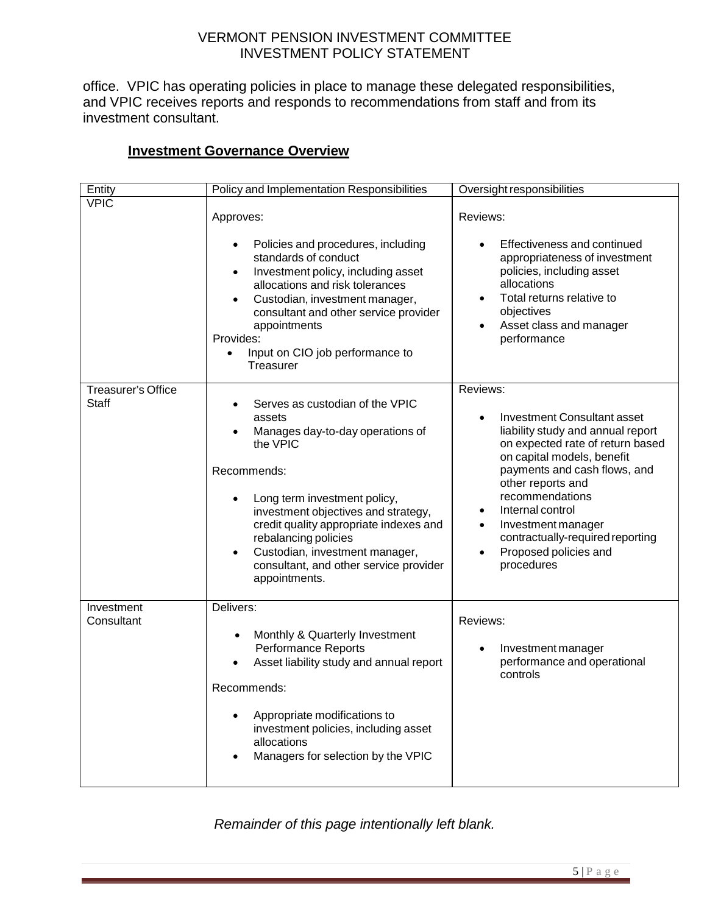office. VPIC has operating policies in place to manage these delegated responsibilities, and VPIC receives reports and responds to recommendations from staff and from its investment consultant.

## Investment Governance Overview

| Entity | Policy and Implementation Responsibilities | Oversight responsibilities |
|---|---|---|
| VPIC | Approves:<br>• Policies and procedures, including standards of conduct<br>• Investment policy, including asset allocations and risk tolerances<br>• Custodian, investment manager, consultant and other service provider appointments<br>Provides:<br>• Input on CIO job performance to Treasurer | Reviews:<br>• Effectiveness and continued appropriateness of investment policies, including asset allocations<br>• Total returns relative to objectives<br>• Asset class and manager performance |
| Treasurer's Office Staff | • Serves as custodian of the VPIC assets<br>• Manages day-to-day operations of the VPIC<br>Recommends:<br>• Long term investment policy, investment objectives and strategy, credit quality appropriate indexes and rebalancing policies<br>• Custodian, investment manager, consultant, and other service provider appointments. | Reviews:<br>• Investment Consultant asset liability study and annual report on expected rate of return based on capital models, benefit payments and cash flows, and other reports and recommendations<br>• Internal control<br>• Investment manager contractually-required reporting<br>• Proposed policies and procedures |
| Investment Consultant | Delivers:<br>• Monthly & Quarterly Investment Performance Reports<br>• Asset liability study and annual report<br>Recommends:<br>• Appropriate modifications to investment policies, including asset allocations<br>• Managers for selection by the VPIC | Reviews:<br>• Investment manager performance and operational controls |

*Remainder of this page intentionally left blank.*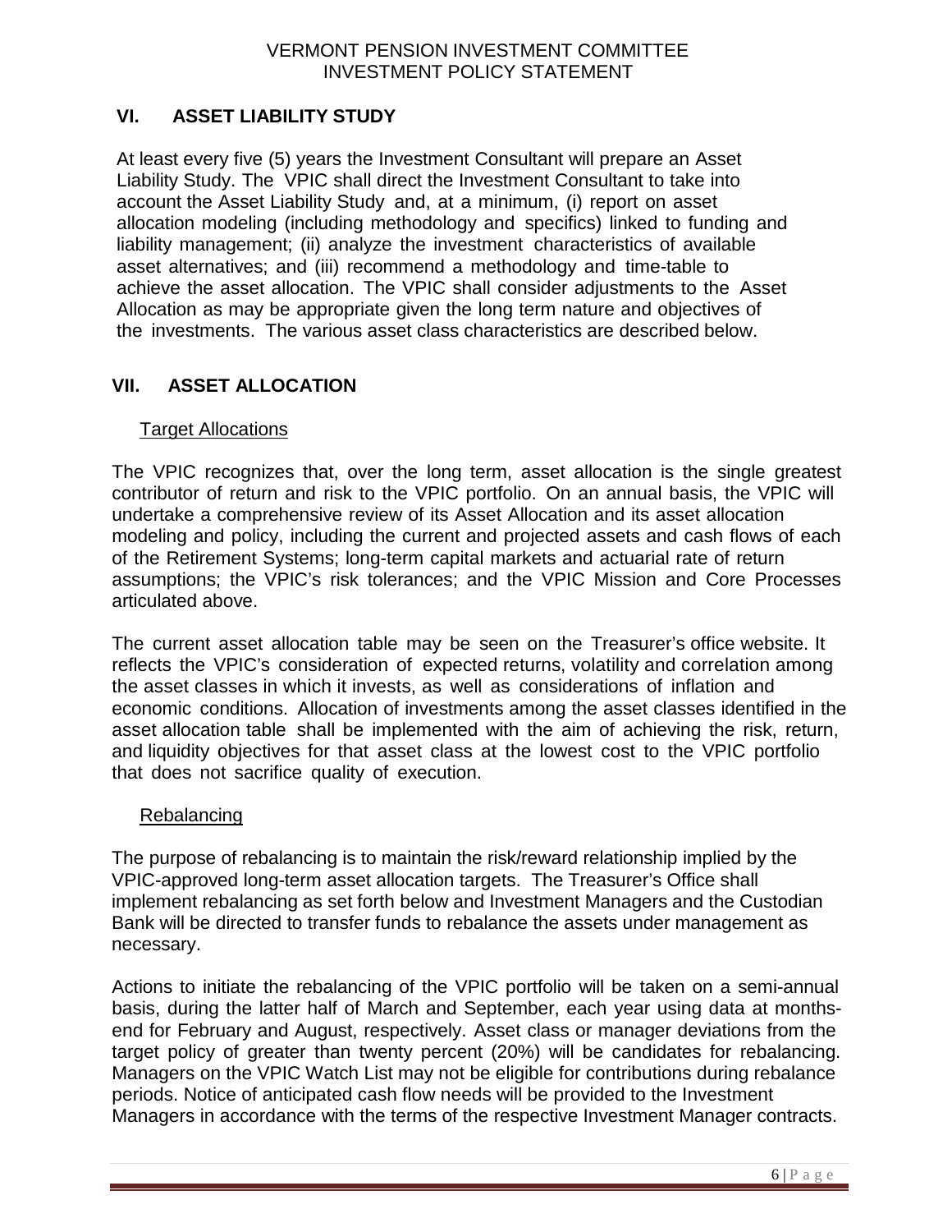## VI. ASSET LIABILITY STUDY

At least every five (5) years the Investment Consultant will prepare an Asset Liability Study. The VPIC shall direct the Investment Consultant to take into account the Asset Liability Study and, at a minimum, (i) report on asset allocation modeling (including methodology and specifics) linked to funding and liability management; (ii) analyze the investment characteristics of available asset alternatives; and (iii) recommend a methodology and time-table to achieve the asset allocation. The VPIC shall consider adjustments to the Asset Allocation as may be appropriate given the long term nature and objectives of the investments. The various asset class characteristics are described below.

## VII. ASSET ALLOCATION

### Target Allocations

The VPIC recognizes that, over the long term, asset allocation is the single greatest contributor of return and risk to the VPIC portfolio. On an annual basis, the VPIC will undertake a comprehensive review of its Asset Allocation and its asset allocation modeling and policy, including the current and projected assets and cash flows of each of the Retirement Systems; long-term capital markets and actuarial rate of return assumptions; the VPIC's risk tolerances; and the VPIC Mission and Core Processes articulated above.

The current asset allocation table may be seen on the Treasurer's office website. It reflects the VPIC's consideration of expected returns, volatility and correlation among the asset classes in which it invests, as well as considerations of inflation and economic conditions. Allocation of investments among the asset classes identified in the asset allocation table shall be implemented with the aim of achieving the risk, return, and liquidity objectives for that asset class at the lowest cost to the VPIC portfolio that does not sacrifice quality of execution.

### Rebalancing

The purpose of rebalancing is to maintain the risk/reward relationship implied by the VPIC-approved long-term asset allocation targets. The Treasurer's Office shall implement rebalancing as set forth below and Investment Managers and the Custodian Bank will be directed to transfer funds to rebalance the assets under management as necessary.

Actions to initiate the rebalancing of the VPIC portfolio will be taken on a semi-annual basis, during the latter half of March and September, each year using data at months-end for February and August, respectively. Asset class or manager deviations from the target policy of greater than twenty percent (20%) will be candidates for rebalancing. Managers on the VPIC Watch List may not be eligible for contributions during rebalance periods. Notice of anticipated cash flow needs will be provided to the Investment Managers in accordance with the terms of the respective Investment Manager contracts.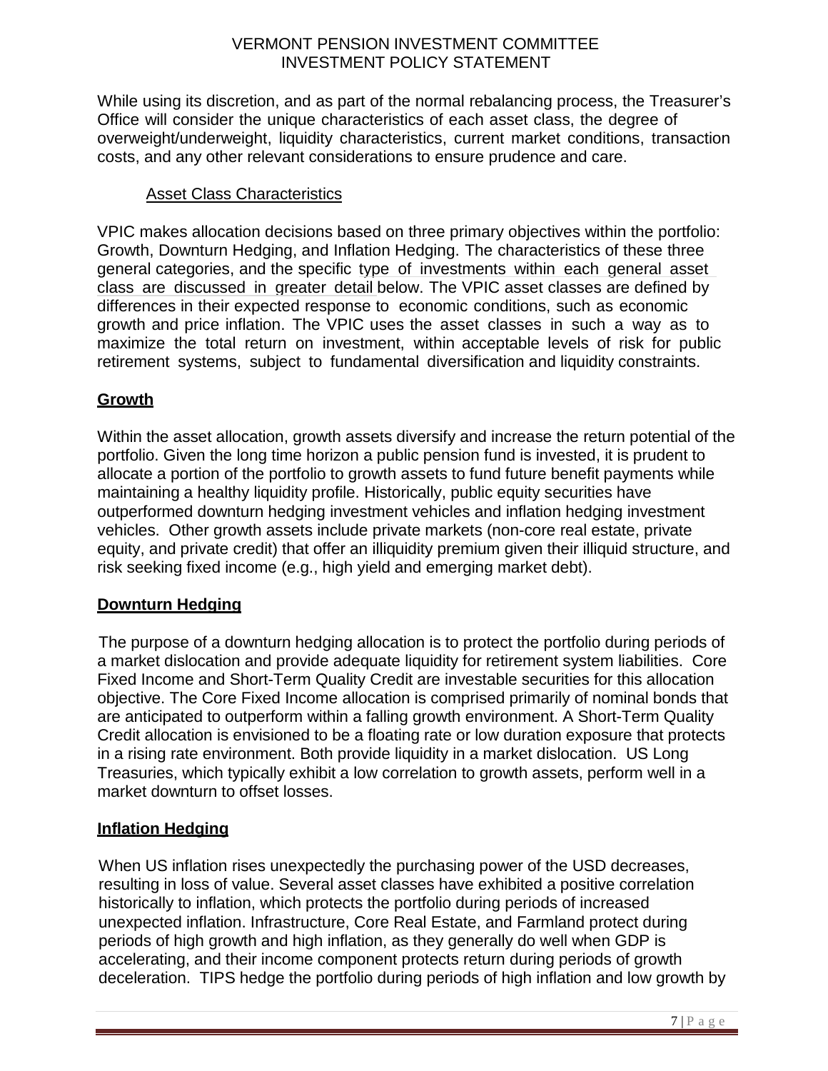While using its discretion, and as part of the normal rebalancing process, the Treasurer's Office will consider the unique characteristics of each asset class, the degree of overweight/underweight, liquidity characteristics, current market conditions, transaction costs, and any other relevant considerations to ensure prudence and care.

Asset Class Characteristics

VPIC makes allocation decisions based on three primary objectives within the portfolio: Growth, Downturn Hedging, and Inflation Hedging. The characteristics of these three general categories, and the specific type of investments within each general asset class are discussed in greater detail below. The VPIC asset classes are defined by differences in their expected response to economic conditions, such as economic growth and price inflation. The VPIC uses the asset classes in such a way as to maximize the total return on investment, within acceptable levels of risk for public retirement systems, subject to fundamental diversification and liquidity constraints.

**Growth**

Within the asset allocation, growth assets diversify and increase the return potential of the portfolio. Given the long time horizon a public pension fund is invested, it is prudent to allocate a portion of the portfolio to growth assets to fund future benefit payments while maintaining a healthy liquidity profile. Historically, public equity securities have outperformed downturn hedging investment vehicles and inflation hedging investment vehicles. Other growth assets include private markets (non-core real estate, private equity, and private credit) that offer an illiquidity premium given their illiquid structure, and risk seeking fixed income (e.g., high yield and emerging market debt).

**Downturn Hedging**

The purpose of a downturn hedging allocation is to protect the portfolio during periods of a market dislocation and provide adequate liquidity for retirement system liabilities. Core Fixed Income and Short-Term Quality Credit are investable securities for this allocation objective. The Core Fixed Income allocation is comprised primarily of nominal bonds that are anticipated to outperform within a falling growth environment. A Short-Term Quality Credit allocation is envisioned to be a floating rate or low duration exposure that protects in a rising rate environment. Both provide liquidity in a market dislocation. US Long Treasuries, which typically exhibit a low correlation to growth assets, perform well in a market downturn to offset losses.

**Inflation Hedging**

When US inflation rises unexpectedly the purchasing power of the USD decreases, resulting in loss of value. Several asset classes have exhibited a positive correlation historically to inflation, which protects the portfolio during periods of increased unexpected inflation. Infrastructure, Core Real Estate, and Farmland protect during periods of high growth and high inflation, as they generally do well when GDP is accelerating, and their income component protects return during periods of growth deceleration. TIPS hedge the portfolio during periods of high inflation and low growth by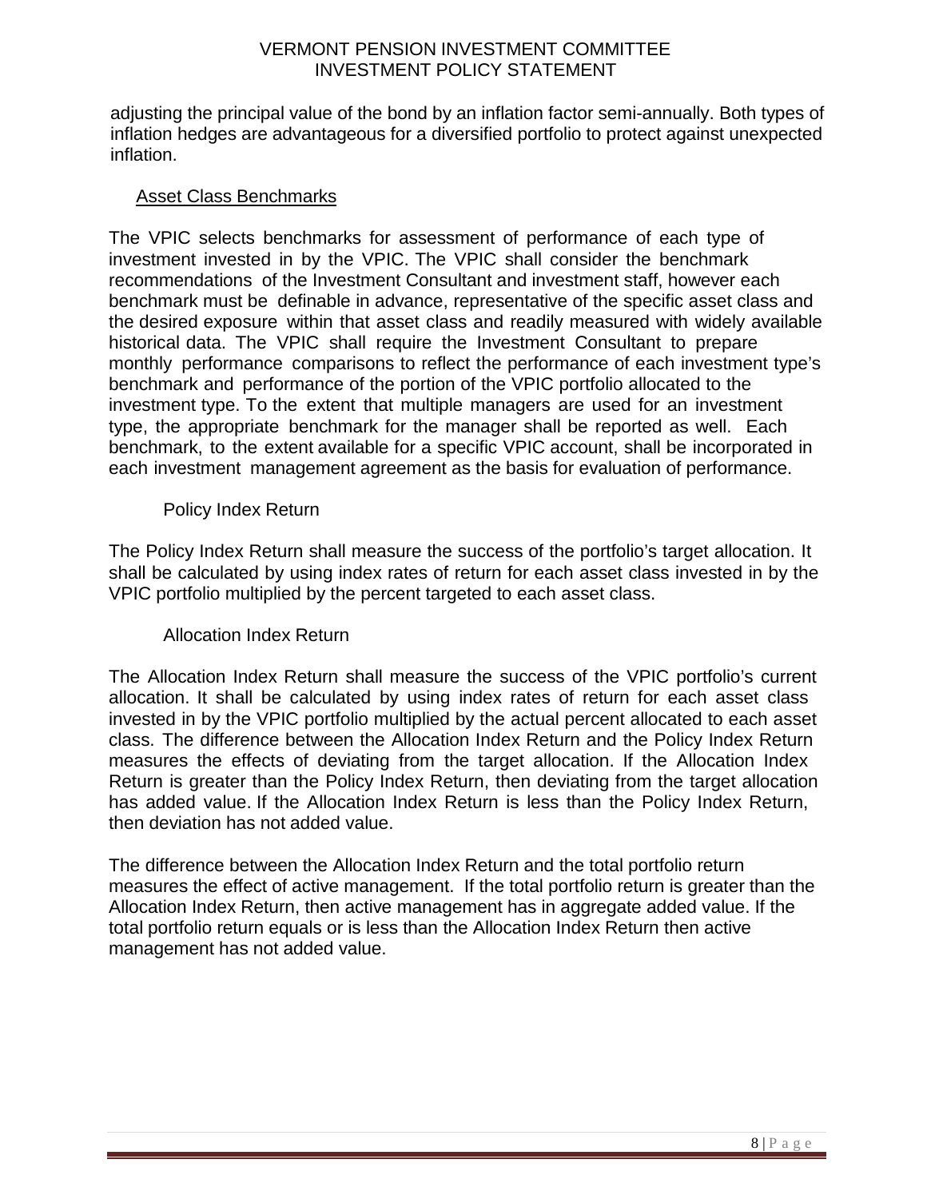adjusting the principal value of the bond by an inflation factor semi-annually. Both types of inflation hedges are advantageous for a diversified portfolio to protect against unexpected inflation.

## Asset Class Benchmarks

The VPIC selects benchmarks for assessment of performance of each type of investment invested in by the VPIC. The VPIC shall consider the benchmark recommendations of the Investment Consultant and investment staff, however each benchmark must be definable in advance, representative of the specific asset class and the desired exposure within that asset class and readily measured with widely available historical data. The VPIC shall require the Investment Consultant to prepare monthly performance comparisons to reflect the performance of each investment type's benchmark and performance of the portion of the VPIC portfolio allocated to the investment type. To the extent that multiple managers are used for an investment type, the appropriate benchmark for the manager shall be reported as well. Each benchmark, to the extent available for a specific VPIC account, shall be incorporated in each investment management agreement as the basis for evaluation of performance.

### Policy Index Return

The Policy Index Return shall measure the success of the portfolio's target allocation. It shall be calculated by using index rates of return for each asset class invested in by the VPIC portfolio multiplied by the percent targeted to each asset class.

### Allocation Index Return

The Allocation Index Return shall measure the success of the VPIC portfolio's current allocation. It shall be calculated by using index rates of return for each asset class invested in by the VPIC portfolio multiplied by the actual percent allocated to each asset class. The difference between the Allocation Index Return and the Policy Index Return measures the effects of deviating from the target allocation. If the Allocation Index Return is greater than the Policy Index Return, then deviating from the target allocation has added value. If the Allocation Index Return is less than the Policy Index Return, then deviation has not added value.

The difference between the Allocation Index Return and the total portfolio return measures the effect of active management. If the total portfolio return is greater than the Allocation Index Return, then active management has in aggregate added value. If the total portfolio return equals or is less than the Allocation Index Return then active management has not added value.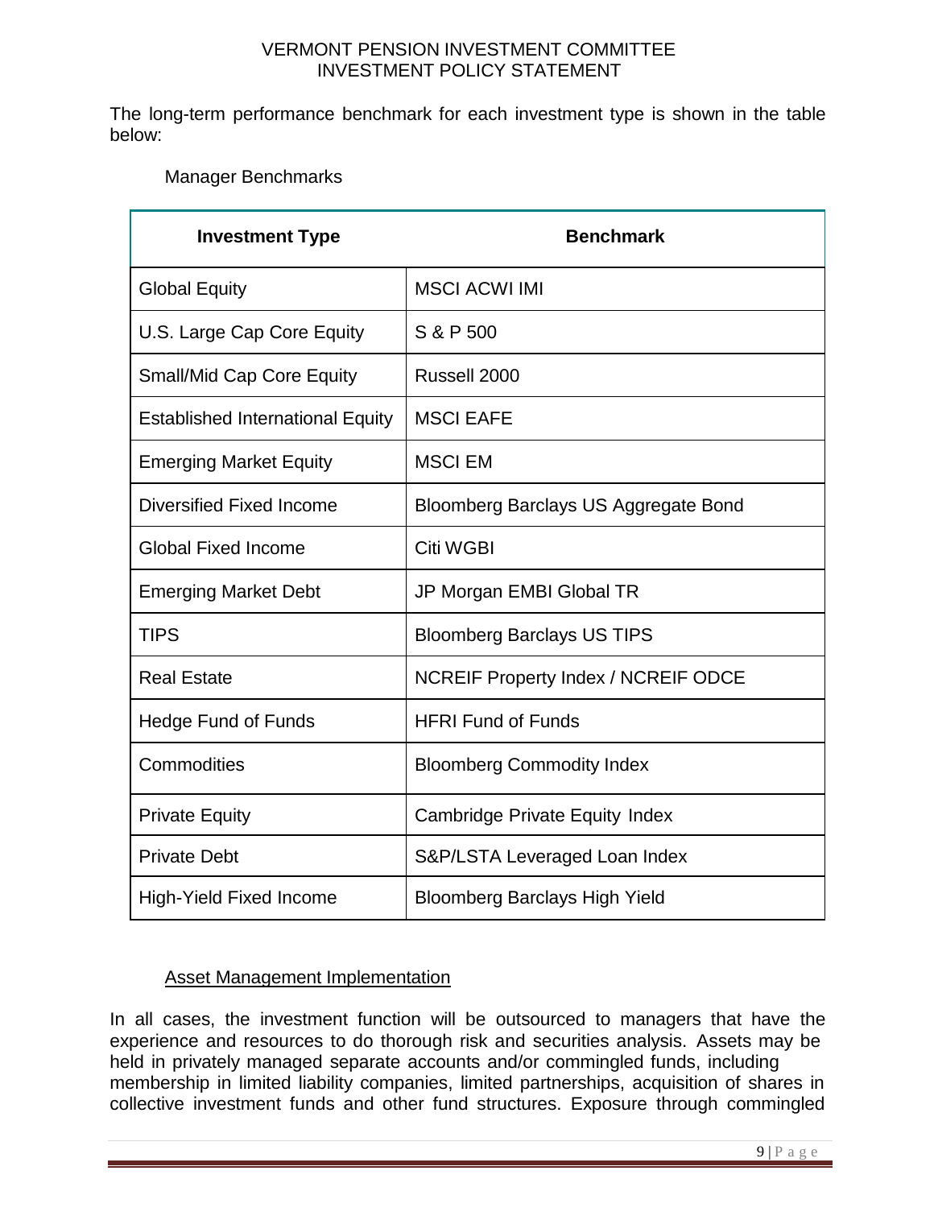The long-term performance benchmark for each investment type is shown in the table below:

Manager Benchmarks

| Investment Type | Benchmark |
| --- | --- |
| Global Equity | MSCI ACWI IMI |
| U.S. Large Cap Core Equity | S & P 500 |
| Small/Mid Cap Core Equity | Russell 2000 |
| Established International Equity | MSCI EAFE |
| Emerging Market Equity | MSCI EM |
| Diversified Fixed Income | Bloomberg Barclays US Aggregate Bond |
| Global Fixed Income | Citi WGBI |
| Emerging Market Debt | JP Morgan EMBI Global TR |
| TIPS | Bloomberg Barclays US TIPS |
| Real Estate | NCREIF Property Index / NCREIF ODCE |
| Hedge Fund of Funds | HFRI Fund of Funds |
| Commodities | Bloomberg Commodity Index |
| Private Equity | Cambridge Private Equity Index |
| Private Debt | S&P/LSTA Leveraged Loan Index |
| High-Yield Fixed Income | Bloomberg Barclays High Yield |

Asset Management Implementation

In all cases, the investment function will be outsourced to managers that have the experience and resources to do thorough risk and securities analysis. Assets may be held in privately managed separate accounts and/or commingled funds, including membership in limited liability companies, limited partnerships, acquisition of shares in collective investment funds and other fund structures. Exposure through commingled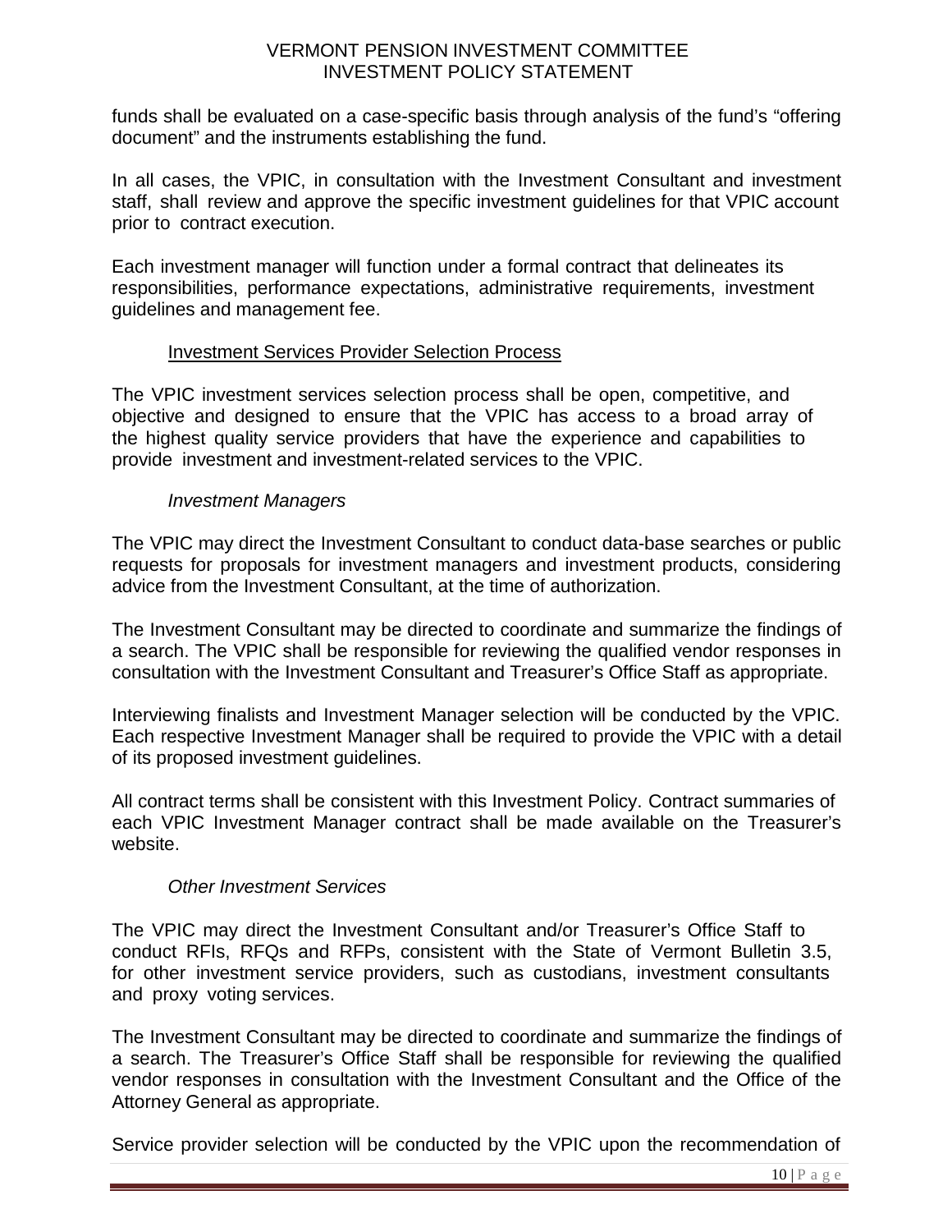funds shall be evaluated on a case-specific basis through analysis of the fund's "offering document" and the instruments establishing the fund.

In all cases, the VPIC, in consultation with the Investment Consultant and investment staff, shall review and approve the specific investment guidelines for that VPIC account prior to contract execution.

Each investment manager will function under a formal contract that delineates its responsibilities, performance expectations, administrative requirements, investment guidelines and management fee.

<u>Investment Services Provider Selection Process</u>

The VPIC investment services selection process shall be open, competitive, and objective and designed to ensure that the VPIC has access to a broad array of the highest quality service providers that have the experience and capabilities to provide investment and investment-related services to the VPIC.

*Investment Managers*

The VPIC may direct the Investment Consultant to conduct data-base searches or public requests for proposals for investment managers and investment products, considering advice from the Investment Consultant, at the time of authorization.

The Investment Consultant may be directed to coordinate and summarize the findings of a search. The VPIC shall be responsible for reviewing the qualified vendor responses in consultation with the Investment Consultant and Treasurer's Office Staff as appropriate.

Interviewing finalists and Investment Manager selection will be conducted by the VPIC. Each respective Investment Manager shall be required to provide the VPIC with a detail of its proposed investment guidelines.

All contract terms shall be consistent with this Investment Policy. Contract summaries of each VPIC Investment Manager contract shall be made available on the Treasurer's website.

*Other Investment Services*

The VPIC may direct the Investment Consultant and/or Treasurer's Office Staff to conduct RFIs, RFQs and RFPs, consistent with the State of Vermont Bulletin 3.5, for other investment service providers, such as custodians, investment consultants and proxy voting services.

The Investment Consultant may be directed to coordinate and summarize the findings of a search. The Treasurer's Office Staff shall be responsible for reviewing the qualified vendor responses in consultation with the Investment Consultant and the Office of the Attorney General as appropriate.

Service provider selection will be conducted by the VPIC upon the recommendation of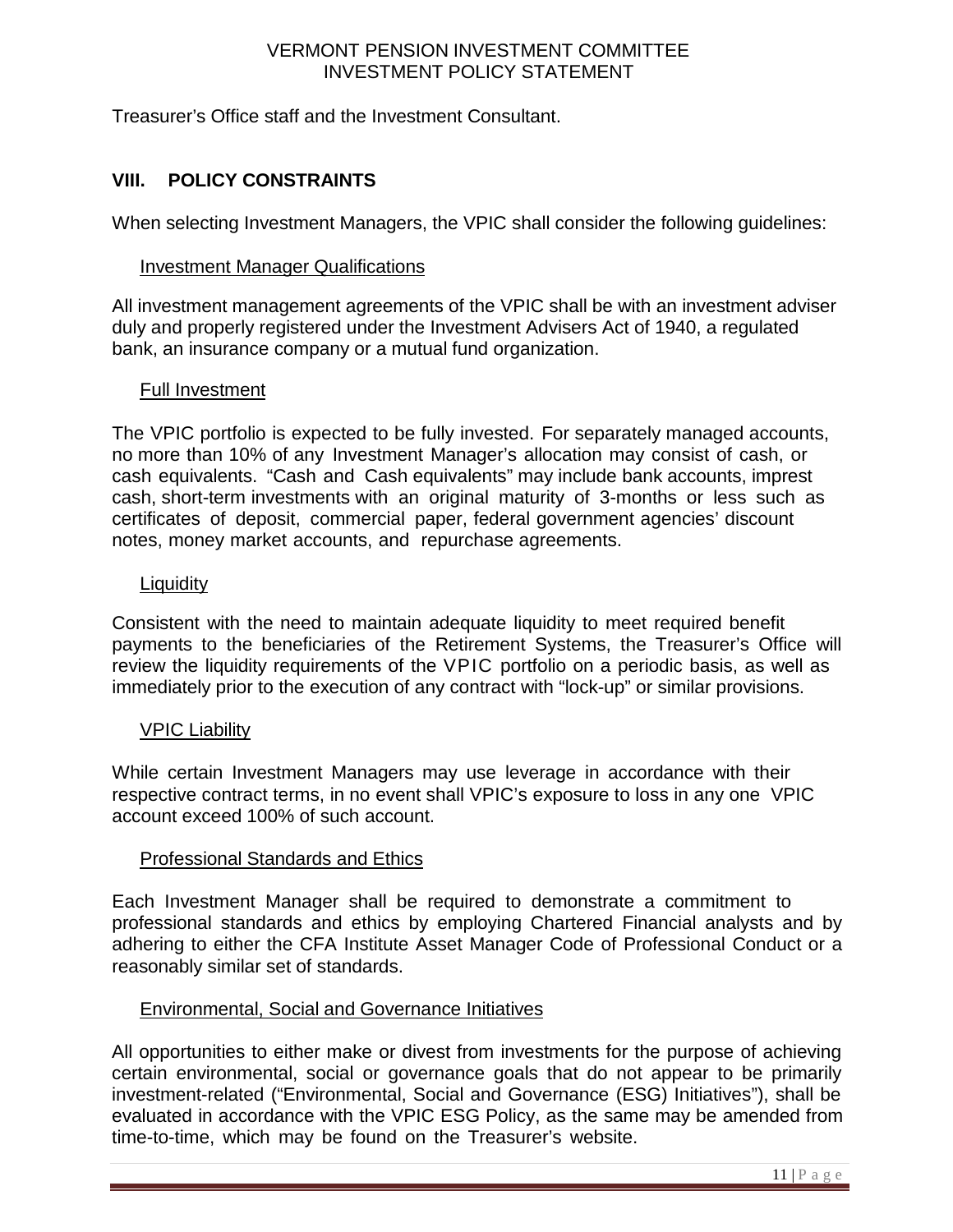Treasurer's Office staff and the Investment Consultant.

## VIII. POLICY CONSTRAINTS

When selecting Investment Managers, the VPIC shall consider the following guidelines:

### Investment Manager Qualifications

All investment management agreements of the VPIC shall be with an investment adviser duly and properly registered under the Investment Advisers Act of 1940, a regulated bank, an insurance company or a mutual fund organization.

### Full Investment

The VPIC portfolio is expected to be fully invested. For separately managed accounts, no more than 10% of any Investment Manager's allocation may consist of cash, or cash equivalents. "Cash and Cash equivalents" may include bank accounts, imprest cash, short-term investments with an original maturity of 3-months or less such as certificates of deposit, commercial paper, federal government agencies' discount notes, money market accounts, and repurchase agreements.

### Liquidity

Consistent with the need to maintain adequate liquidity to meet required benefit payments to the beneficiaries of the Retirement Systems, the Treasurer's Office will review the liquidity requirements of the VPIC portfolio on a periodic basis, as well as immediately prior to the execution of any contract with "lock-up" or similar provisions.

### VPIC Liability

While certain Investment Managers may use leverage in accordance with their respective contract terms, in no event shall VPIC's exposure to loss in any one VPIC account exceed 100% of such account.

### Professional Standards and Ethics

Each Investment Manager shall be required to demonstrate a commitment to professional standards and ethics by employing Chartered Financial analysts and by adhering to either the CFA Institute Asset Manager Code of Professional Conduct or a reasonably similar set of standards.

### Environmental, Social and Governance Initiatives

All opportunities to either make or divest from investments for the purpose of achieving certain environmental, social or governance goals that do not appear to be primarily investment-related ("Environmental, Social and Governance (ESG) Initiatives"), shall be evaluated in accordance with the VPIC ESG Policy, as the same may be amended from time-to-time, which may be found on the Treasurer's website.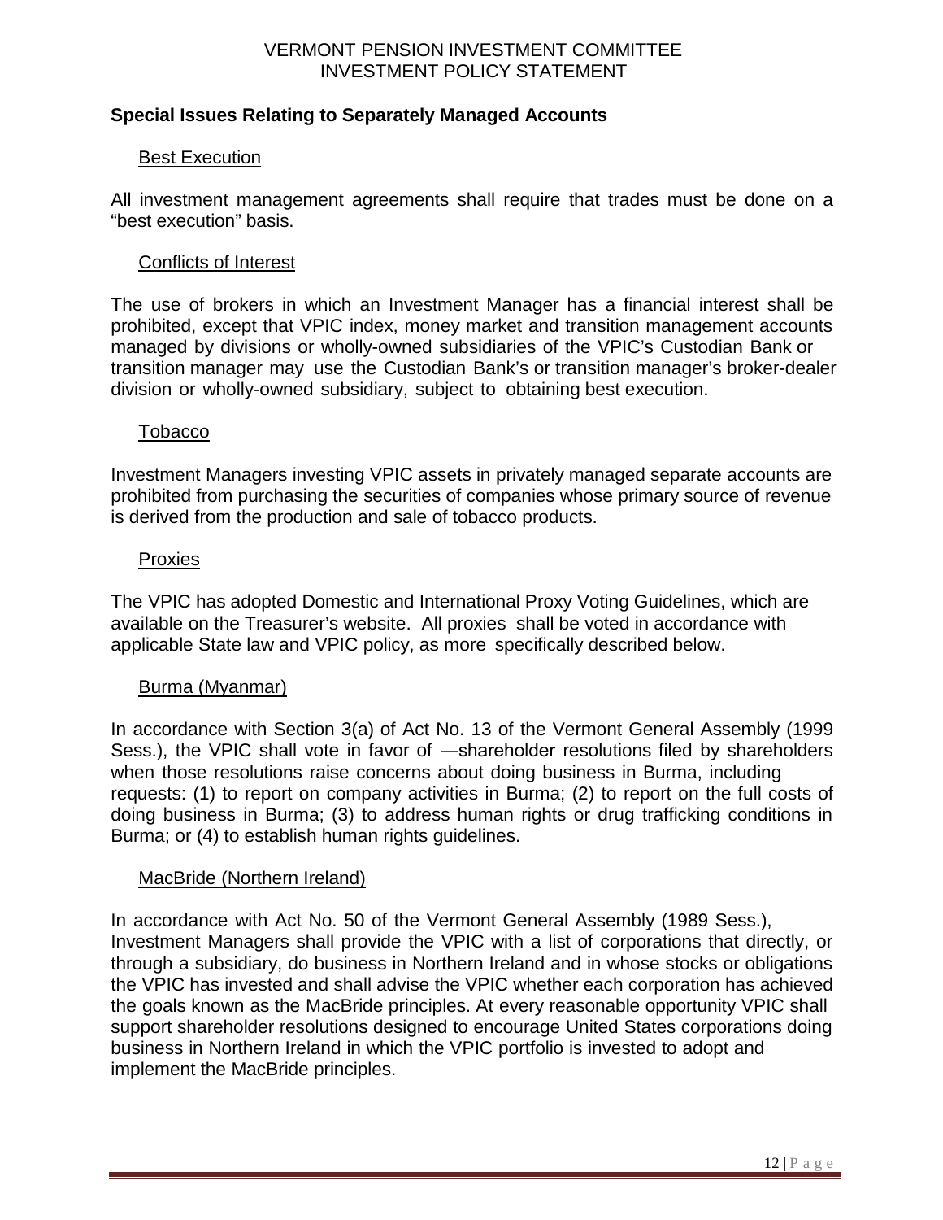## Special Issues Relating to Separately Managed Accounts

### Best Execution

All investment management agreements shall require that trades must be done on a "best execution" basis.

### Conflicts of Interest

The use of brokers in which an Investment Manager has a financial interest shall be prohibited, except that VPIC index, money market and transition management accounts managed by divisions or wholly-owned subsidiaries of the VPIC's Custodian Bank or transition manager may use the Custodian Bank's or transition manager's broker-dealer division or wholly-owned subsidiary, subject to obtaining best execution.

### Tobacco

Investment Managers investing VPIC assets in privately managed separate accounts are prohibited from purchasing the securities of companies whose primary source of revenue is derived from the production and sale of tobacco products.

### Proxies

The VPIC has adopted Domestic and International Proxy Voting Guidelines, which are available on the Treasurer's website. All proxies shall be voted in accordance with applicable State law and VPIC policy, as more specifically described below.

### Burma (Myanmar)

In accordance with Section 3(a) of Act No. 13 of the Vermont General Assembly (1999 Sess.), the VPIC shall vote in favor of —shareholder resolutions filed by shareholders when those resolutions raise concerns about doing business in Burma, including requests: (1) to report on company activities in Burma; (2) to report on the full costs of doing business in Burma; (3) to address human rights or drug trafficking conditions in Burma; or (4) to establish human rights guidelines.

### MacBride (Northern Ireland)

In accordance with Act No. 50 of the Vermont General Assembly (1989 Sess.), Investment Managers shall provide the VPIC with a list of corporations that directly, or through a subsidiary, do business in Northern Ireland and in whose stocks or obligations the VPIC has invested and shall advise the VPIC whether each corporation has achieved the goals known as the MacBride principles. At every reasonable opportunity VPIC shall support shareholder resolutions designed to encourage United States corporations doing business in Northern Ireland in which the VPIC portfolio is invested to adopt and implement the MacBride principles.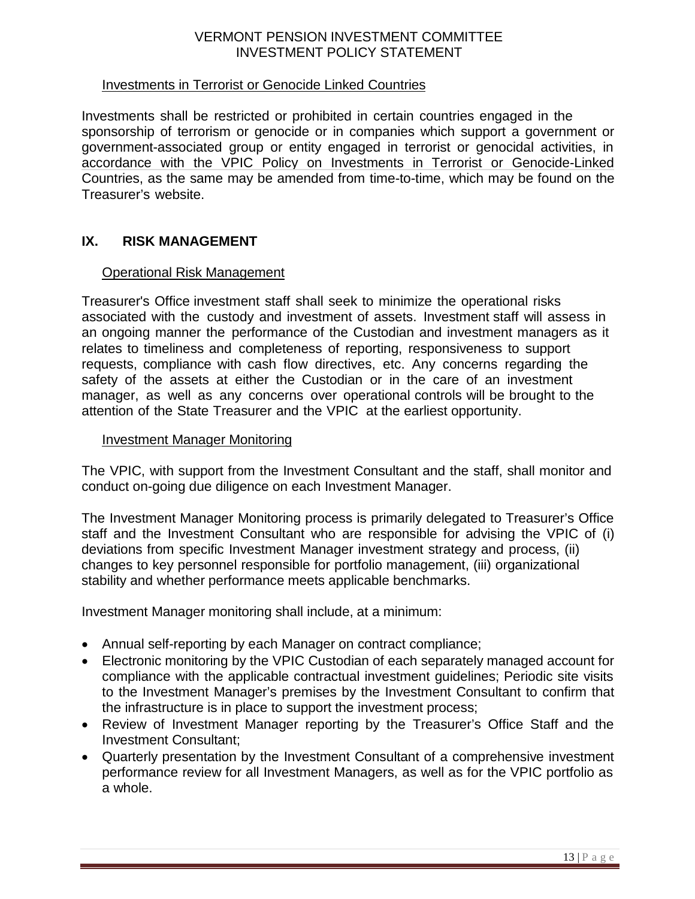### Investments in Terrorist or Genocide Linked Countries

Investments shall be restricted or prohibited in certain countries engaged in the sponsorship of terrorism or genocide or in companies which support a government or government-associated group or entity engaged in terrorist or genocidal activities, in accordance with the VPIC Policy on Investments in Terrorist or Genocide-Linked Countries, as the same may be amended from time-to-time, which may be found on the Treasurer's website.

## IX. RISK MANAGEMENT

### Operational Risk Management

Treasurer's Office investment staff shall seek to minimize the operational risks associated with the custody and investment of assets. Investment staff will assess in an ongoing manner the performance of the Custodian and investment managers as it relates to timeliness and completeness of reporting, responsiveness to support requests, compliance with cash flow directives, etc. Any concerns regarding the safety of the assets at either the Custodian or in the care of an investment manager, as well as any concerns over operational controls will be brought to the attention of the State Treasurer and the VPIC at the earliest opportunity.

### Investment Manager Monitoring

The VPIC, with support from the Investment Consultant and the staff, shall monitor and conduct on-going due diligence on each Investment Manager.

The Investment Manager Monitoring process is primarily delegated to Treasurer's Office staff and the Investment Consultant who are responsible for advising the VPIC of (i) deviations from specific Investment Manager investment strategy and process, (ii) changes to key personnel responsible for portfolio management, (iii) organizational stability and whether performance meets applicable benchmarks.

Investment Manager monitoring shall include, at a minimum:

- Annual self-reporting by each Manager on contract compliance;
- Electronic monitoring by the VPIC Custodian of each separately managed account for compliance with the applicable contractual investment guidelines; Periodic site visits to the Investment Manager's premises by the Investment Consultant to confirm that the infrastructure is in place to support the investment process;
- Review of Investment Manager reporting by the Treasurer's Office Staff and the Investment Consultant;
- Quarterly presentation by the Investment Consultant of a comprehensive investment performance review for all Investment Managers, as well as for the VPIC portfolio as a whole.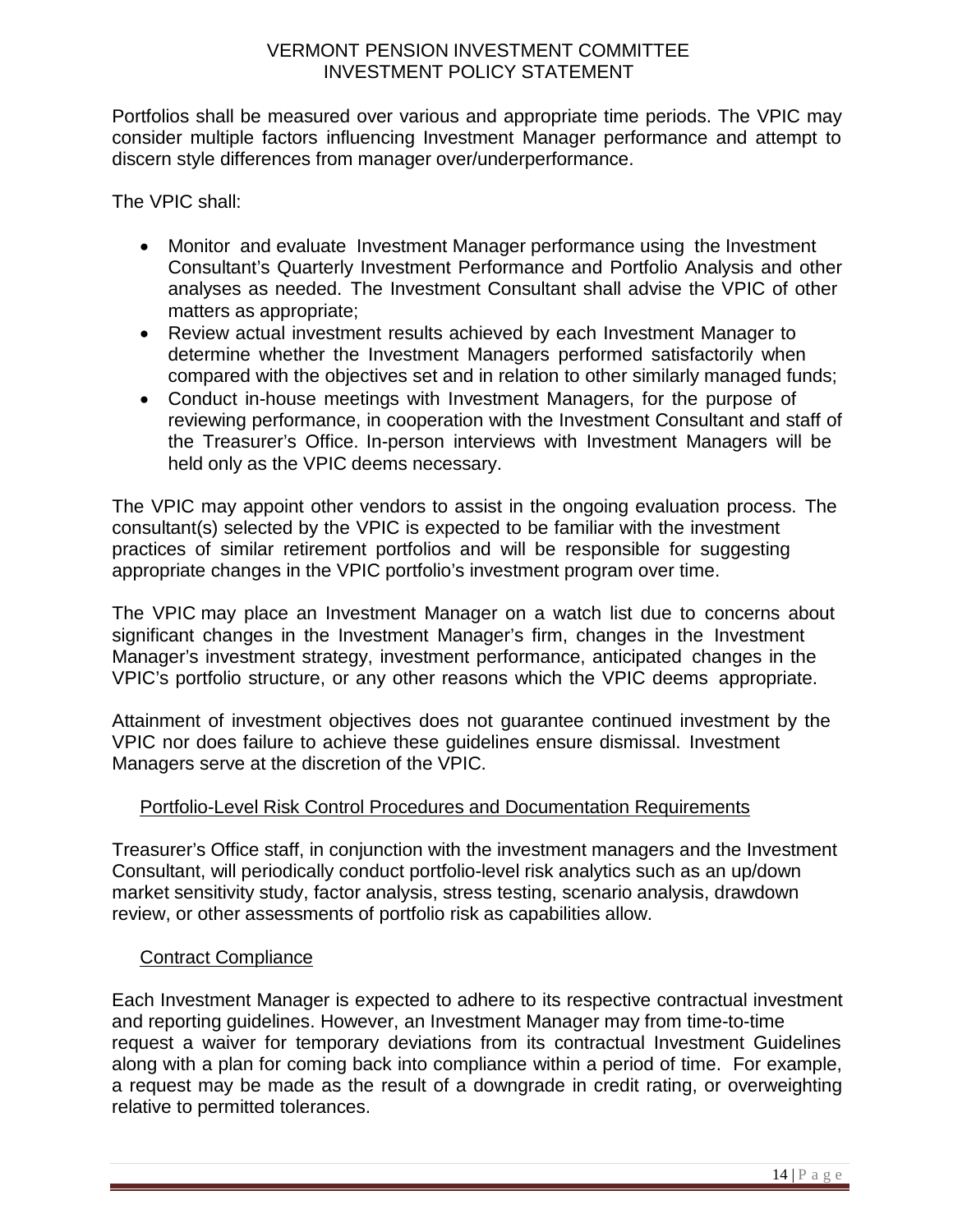Portfolios shall be measured over various and appropriate time periods. The VPIC may consider multiple factors influencing Investment Manager performance and attempt to discern style differences from manager over/underperformance.

The VPIC shall:

- Monitor and evaluate Investment Manager performance using the Investment Consultant's Quarterly Investment Performance and Portfolio Analysis and other analyses as needed. The Investment Consultant shall advise the VPIC of other matters as appropriate;
- Review actual investment results achieved by each Investment Manager to determine whether the Investment Managers performed satisfactorily when compared with the objectives set and in relation to other similarly managed funds;
- Conduct in-house meetings with Investment Managers, for the purpose of reviewing performance, in cooperation with the Investment Consultant and staff of the Treasurer's Office. In-person interviews with Investment Managers will be held only as the VPIC deems necessary.

The VPIC may appoint other vendors to assist in the ongoing evaluation process. The consultant(s) selected by the VPIC is expected to be familiar with the investment practices of similar retirement portfolios and will be responsible for suggesting appropriate changes in the VPIC portfolio's investment program over time.

The VPIC may place an Investment Manager on a watch list due to concerns about significant changes in the Investment Manager's firm, changes in the Investment Manager's investment strategy, investment performance, anticipated changes in the VPIC's portfolio structure, or any other reasons which the VPIC deems appropriate.

Attainment of investment objectives does not guarantee continued investment by the VPIC nor does failure to achieve these guidelines ensure dismissal. Investment Managers serve at the discretion of the VPIC.

### Portfolio-Level Risk Control Procedures and Documentation Requirements

Treasurer's Office staff, in conjunction with the investment managers and the Investment Consultant, will periodically conduct portfolio-level risk analytics such as an up/down market sensitivity study, factor analysis, stress testing, scenario analysis, drawdown review, or other assessments of portfolio risk as capabilities allow.

### Contract Compliance

Each Investment Manager is expected to adhere to its respective contractual investment and reporting guidelines. However, an Investment Manager may from time-to-time request a waiver for temporary deviations from its contractual Investment Guidelines along with a plan for coming back into compliance within a period of time. For example, a request may be made as the result of a downgrade in credit rating, or overweighting relative to permitted tolerances.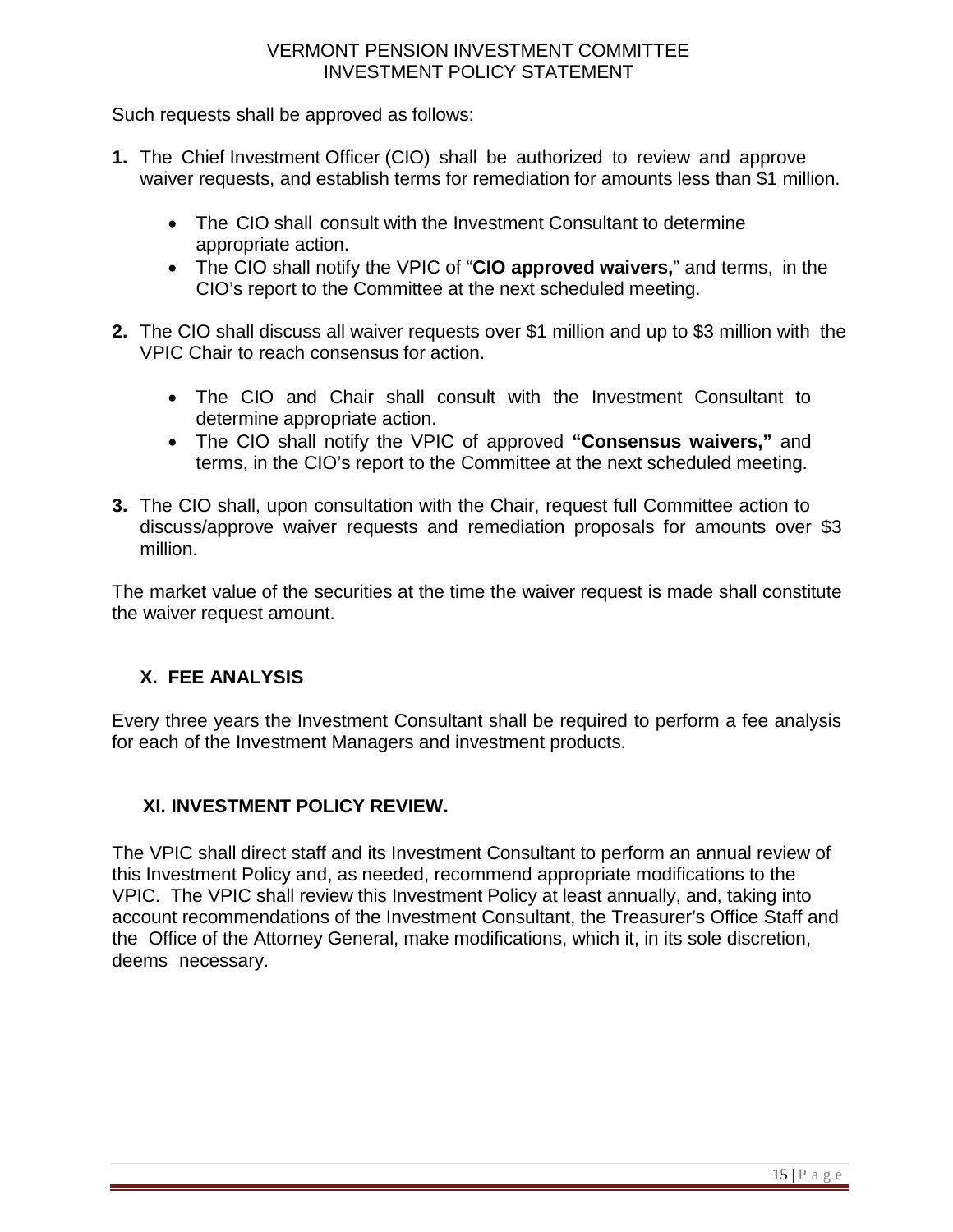Such requests shall be approved as follows:

1. The Chief Investment Officer (CIO) shall be authorized to review and approve waiver requests, and establish terms for remediation for amounts less than $1 million.

    - The CIO shall consult with the Investment Consultant to determine appropriate action.
    - The CIO shall notify the VPIC of "**CIO approved waivers,**" and terms, in the CIO's report to the Committee at the next scheduled meeting.

2. The CIO shall discuss all waiver requests over $1 million and up to $3 million with the VPIC Chair to reach consensus for action.

    - The CIO and Chair shall consult with the Investment Consultant to determine appropriate action.
    - The CIO shall notify the VPIC of approved **"Consensus waivers,"** and terms, in the CIO's report to the Committee at the next scheduled meeting.

3. The CIO shall, upon consultation with the Chair, request full Committee action to discuss/approve waiver requests and remediation proposals for amounts over $3 million.

The market value of the securities at the time the waiver request is made shall constitute the waiver request amount.

## X. FEE ANALYSIS

Every three years the Investment Consultant shall be required to perform a fee analysis for each of the Investment Managers and investment products.

## XI. INVESTMENT POLICY REVIEW.

The VPIC shall direct staff and its Investment Consultant to perform an annual review of this Investment Policy and, as needed, recommend appropriate modifications to the VPIC. The VPIC shall review this Investment Policy at least annually, and, taking into account recommendations of the Investment Consultant, the Treasurer's Office Staff and the Office of the Attorney General, make modifications, which it, in its sole discretion, deems necessary.